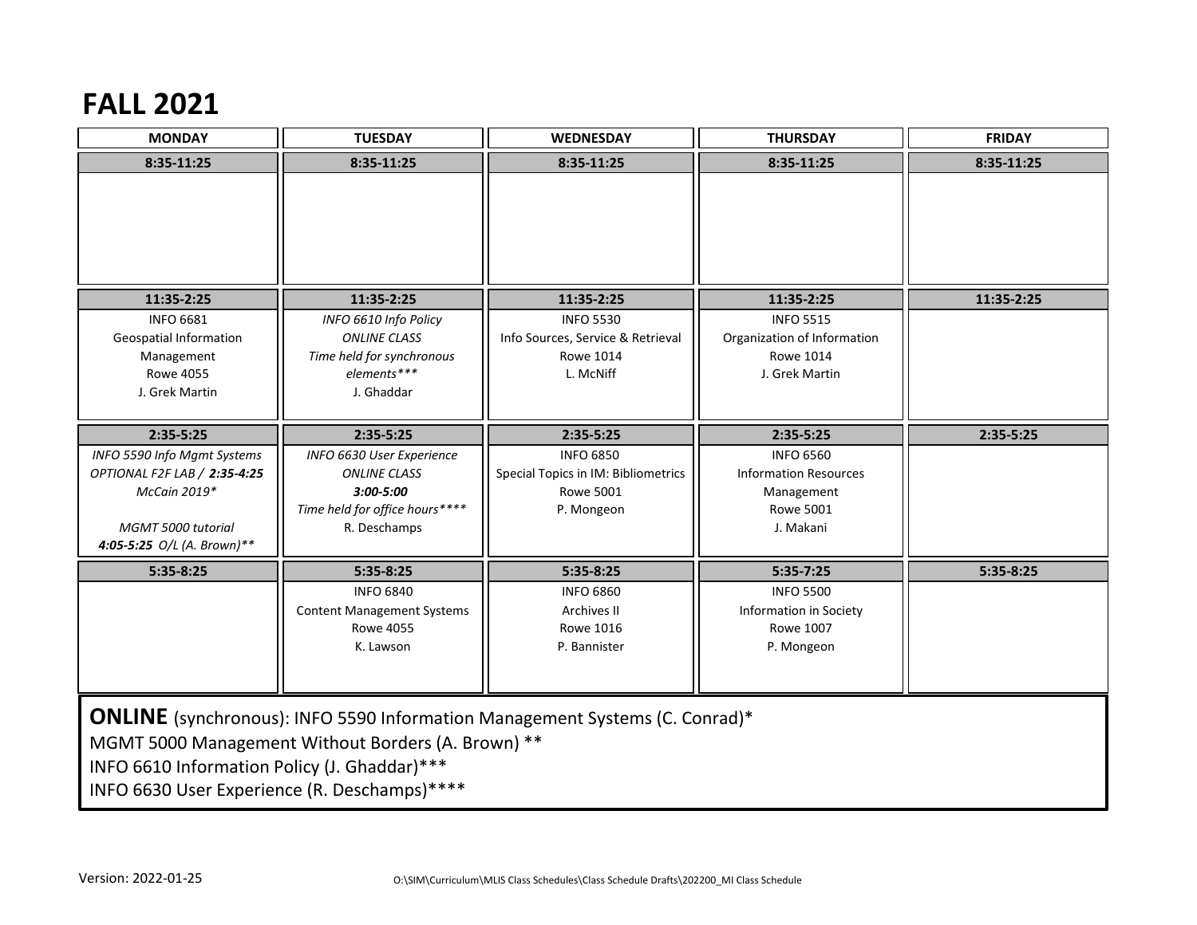# FALL 2021

| MONDAY | TUESDAY | WEDNESDAY | THURSDAY | FRIDAY |
|---|---|---|---|---|
| **8:35-11:25** | **8:35-11:25** | **8:35-11:25** | **8:35-11:25** | **8:35-11:25** |
| | | | | |
| **11:35-2:25** | **11:35-2:25** | **11:35-2:25** | **11:35-2:25** | **11:35-2:25** |
| INFO 6681<br>Geospatial Information Management<br>Rowe 4055<br>J. Grek Martin | *INFO 6610 Info Policy*<br>*ONLINE CLASS*<br>*Time held for synchronous elements****<br>J. Ghaddar | INFO 5530<br>Info Sources, Service & Retrieval<br>Rowe 1014<br>L. McNiff | INFO 5515<br>Organization of Information<br>Rowe 1014<br>J. Grek Martin | |
| **2:35-5:25** | **2:35-5:25** | **2:35-5:25** | **2:35-5:25** | **2:35-5:25** |
| *INFO 5590 Info Mgmt Systems*<br>*OPTIONAL F2F LAB /* ***2:35-4:25***<br>*McCain 2019**<br><br>*MGMT 5000 tutorial*<br>***4:05-5:25*** *O/L (A. Brown)*** | *INFO 6630 User Experience*<br>*ONLINE CLASS*<br>***3:00-5:00***<br>*Time held for office hours*****<br>R. Deschamps | INFO 6850<br>Special Topics in IM: Bibliometrics<br>Rowe 5001<br>P. Mongeon | INFO 6560<br>Information Resources Management<br>Rowe 5001<br>J. Makani | |
| **5:35-8:25** | **5:35-8:25** | **5:35-8:25** | **5:35-7:25** | **5:35-8:25** |
| | INFO 6840<br>Content Management Systems<br>Rowe 4055<br>K. Lawson | INFO 6860<br>Archives II<br>Rowe 1016<br>P. Bannister | INFO 5500<br>Information in Society<br>Rowe 1007<br>P. Mongeon | |

**ONLINE** (synchronous): INFO 5590 Information Management Systems (C. Conrad)*
MGMT 5000 Management Without Borders (A. Brown) **
INFO 6610 Information Policy (J. Ghaddar)***
INFO 6630 User Experience (R. Deschamps)****

Version: 2022-01-25

O:\SIM\Curriculum\MLIS Class Schedules\Class Schedule Drafts\202200_MI Class Schedule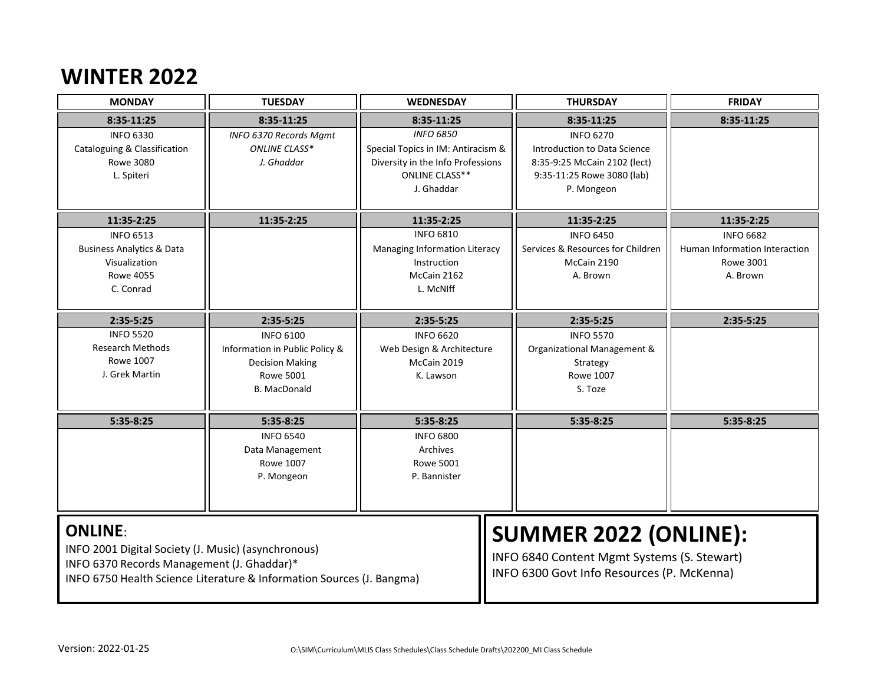# WINTER 2022

| MONDAY | TUESDAY | WEDNESDAY | THURSDAY | FRIDAY |
|---|---|---|---|---|
| **8:35-11:25** | **8:35-11:25** | **8:35-11:25** | **8:35-11:25** | **8:35-11:25** |
| INFO 6330<br>Cataloguing & Classification<br>Rowe 3080<br>L. Spiteri | *INFO 6370 Records Mgmt*<br>*ONLINE CLASS**<br>*J. Ghaddar* | *INFO 6850*<br>Special Topics in IM: Antiracism & Diversity in the Info Professions<br>ONLINE CLASS**<br>J. Ghaddar | INFO 6270<br>Introduction to Data Science<br>8:35-9:25 McCain 2102 (lect)<br>9:35-11:25 Rowe 3080 (lab)<br>P. Mongeon | |
| **11:35-2:25** | **11:35-2:25** | **11:35-2:25** | **11:35-2:25** | **11:35-2:25** |
| INFO 6513<br>Business Analytics & Data Visualization<br>Rowe 4055<br>C. Conrad | | INFO 6810<br>Managing Information Literacy Instruction<br>McCain 2162<br>L. McNIff | INFO 6450<br>Services & Resources for Children<br>McCain 2190<br>A. Brown | INFO 6682<br>Human Information Interaction<br>Rowe 3001<br>A. Brown |
| **2:35-5:25** | **2:35-5:25** | **2:35-5:25** | **2:35-5:25** | **2:35-5:25** |
| INFO 5520<br>Research Methods<br>Rowe 1007<br>J. Grek Martin | INFO 6100<br>Information in Public Policy & Decision Making<br>Rowe 5001<br>B. MacDonald | INFO 6620<br>Web Design & Architecture<br>McCain 2019<br>K. Lawson | INFO 5570<br>Organizational Management & Strategy<br>Rowe 1007<br>S. Toze | |
| **5:35-8:25** | **5:35-8:25** | **5:35-8:25** | **5:35-8:25** | **5:35-8:25** |
| | INFO 6540<br>Data Management<br>Rowe 1007<br>P. Mongeon | INFO 6800<br>Archives<br>Rowe 5001<br>P. Bannister | | |

## ONLINE:

INFO 2001 Digital Society (J. Music) (asynchronous)
INFO 6370 Records Management (J. Ghaddar)*
INFO 6750 Health Science Literature & Information Sources (J. Bangma)

## SUMMER 2022 (ONLINE):

INFO 6840 Content Mgmt Systems (S. Stewart)
INFO 6300 Govt Info Resources (P. McKenna)

Version: 2022-01-25

O:\SIM\Curriculum\MLIS Class Schedules\Class Schedule Drafts\202200_MI Class Schedule